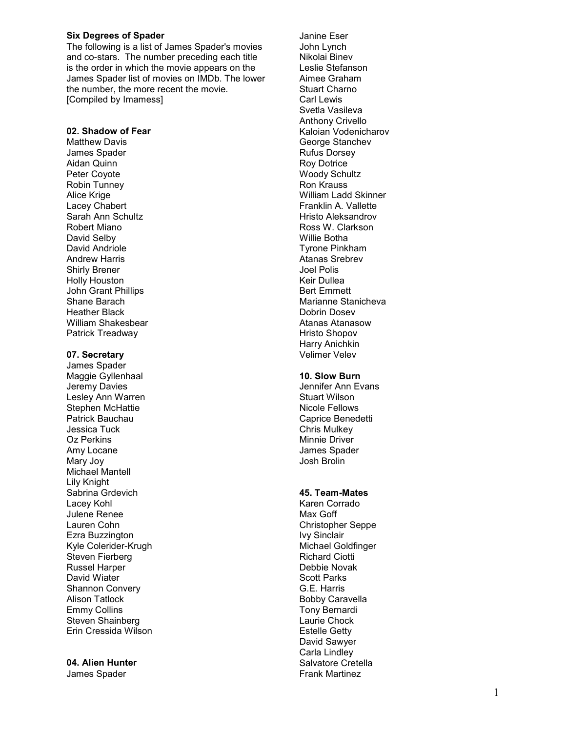**Six Degrees of Spader**

The following is a list of James Spader's movies and co-stars. The number preceding each title is the order in which the movie appears on the James Spader list of movies on IMDb. The lower the number, the more recent the movie.
[Compiled by Imamess]

**02. Shadow of Fear**

Matthew Davis
James Spader
Aidan Quinn
Peter Coyote
Robin Tunney
Alice Krige
Lacey Chabert
Sarah Ann Schultz
Robert Miano
David Selby
David Andriole
Andrew Harris
Shirly Brener
Holly Houston
John Grant Phillips
Shane Barach
Heather Black
William Shakesbear
Patrick Treadway

**07. Secretary**

James Spader
Maggie Gyllenhaal
Jeremy Davies
Lesley Ann Warren
Stephen McHattie
Patrick Bauchau
Jessica Tuck
Oz Perkins
Amy Locane
Mary Joy
Michael Mantell
Lily Knight
Sabrina Grdevich
Lacey Kohl
Julene Renee
Lauren Cohn
Ezra Buzzington
Kyle Colerider-Krugh
Steven Fierberg
Russel Harper
David Wiater
Shannon Convery
Alison Tatlock
Emmy Collins
Steven Shainberg
Erin Cressida Wilson

**04. Alien Hunter**

James Spader
Janine Eser
John Lynch
Nikolai Binev
Leslie Stefanson
Aimee Graham
Stuart Charno
Carl Lewis
Svetla Vasileva
Anthony Crivello
Kaloian Vodenicharov
George Stanchev
Rufus Dorsey
Roy Dotrice
Woody Schultz
Ron Krauss
William Ladd Skinner
Franklin A. Vallette
Hristo Aleksandrov
Ross W. Clarkson
Willie Botha
Tyrone Pinkham
Atanas Srebrev
Joel Polis
Keir Dullea
Bert Emmett
Marianne Stanicheva
Dobrin Dosev
Atanas Atanasow
Hristo Shopov
Harry Anichkin
Velimer Velev

**10. Slow Burn**

Jennifer Ann Evans
Stuart Wilson
Nicole Fellows
Caprice Benedetti
Chris Mulkey
Minnie Driver
James Spader
Josh Brolin

**45. Team-Mates**

Karen Corrado
Max Goff
Christopher Seppe
Ivy Sinclair
Michael Goldfinger
Richard Ciotti
Debbie Novak
Scott Parks
G.E. Harris
Bobby Caravella
Tony Bernardi
Laurie Chock
Estelle Getty
David Sawyer
Carla Lindley
Salvatore Cretella
Frank Martinez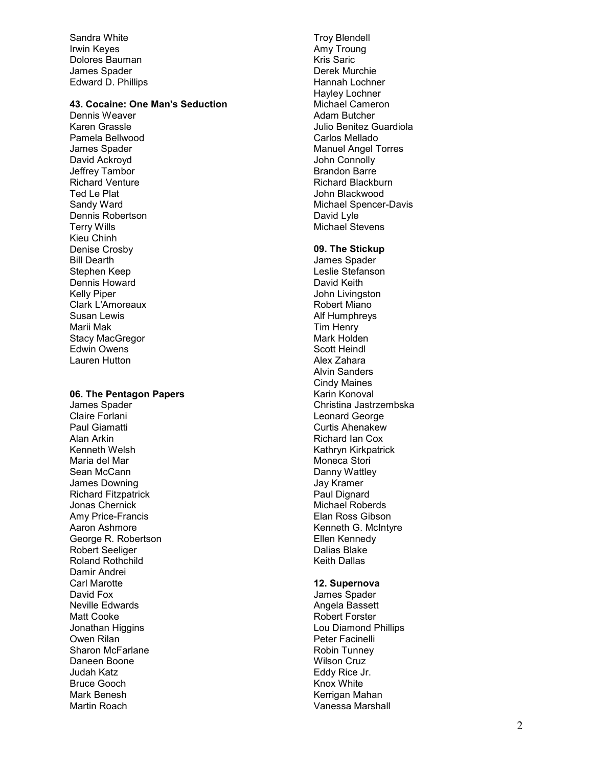Sandra White
Irwin Keyes
Dolores Bauman
James Spader
Edward D. Phillips

**43. Cocaine: One Man's Seduction**

Dennis Weaver
Karen Grassle
Pamela Bellwood
James Spader
David Ackroyd
Jeffrey Tambor
Richard Venture
Ted Le Plat
Sandy Ward
Dennis Robertson
Terry Wills
Kieu Chinh
Denise Crosby
Bill Dearth
Stephen Keep
Dennis Howard
Kelly Piper
Clark L'Amoreaux
Susan Lewis
Marii Mak
Stacy MacGregor
Edwin Owens
Lauren Hutton

**06. The Pentagon Papers**

James Spader
Claire Forlani
Paul Giamatti
Alan Arkin
Kenneth Welsh
Maria del Mar
Sean McCann
James Downing
Richard Fitzpatrick
Jonas Chernick
Amy Price-Francis
Aaron Ashmore
George R. Robertson
Robert Seeliger
Roland Rothchild
Damir Andrei
Carl Marotte
David Fox
Neville Edwards
Matt Cooke
Jonathan Higgins
Owen Rilan
Sharon McFarlane
Daneen Boone
Judah Katz
Bruce Gooch
Mark Benesh
Martin Roach

Troy Blendell
Amy Troung
Kris Saric
Derek Murchie
Hannah Lochner
Hayley Lochner
Michael Cameron
Adam Butcher
Julio Benitez Guardiola
Carlos Mellado
Manuel Angel Torres
John Connolly
Brandon Barre
Richard Blackburn
John Blackwood
Michael Spencer-Davis
David Lyle
Michael Stevens

**09. The Stickup**

James Spader
Leslie Stefanson
David Keith
John Livingston
Robert Miano
Alf Humphreys
Tim Henry
Mark Holden
Scott Heindl
Alex Zahara
Alvin Sanders
Cindy Maines
Karin Konoval
Christina Jastrzembska
Leonard George
Curtis Ahenakew
Richard Ian Cox
Kathryn Kirkpatrick
Moneca Stori
Danny Wattley
Jay Kramer
Paul Dignard
Michael Roberds
Elan Ross Gibson
Kenneth G. McIntyre
Ellen Kennedy
Dalias Blake
Keith Dallas

**12. Supernova**

James Spader
Angela Bassett
Robert Forster
Lou Diamond Phillips
Peter Facinelli
Robin Tunney
Wilson Cruz
Eddy Rice Jr.
Knox White
Kerrigan Mahan
Vanessa Marshall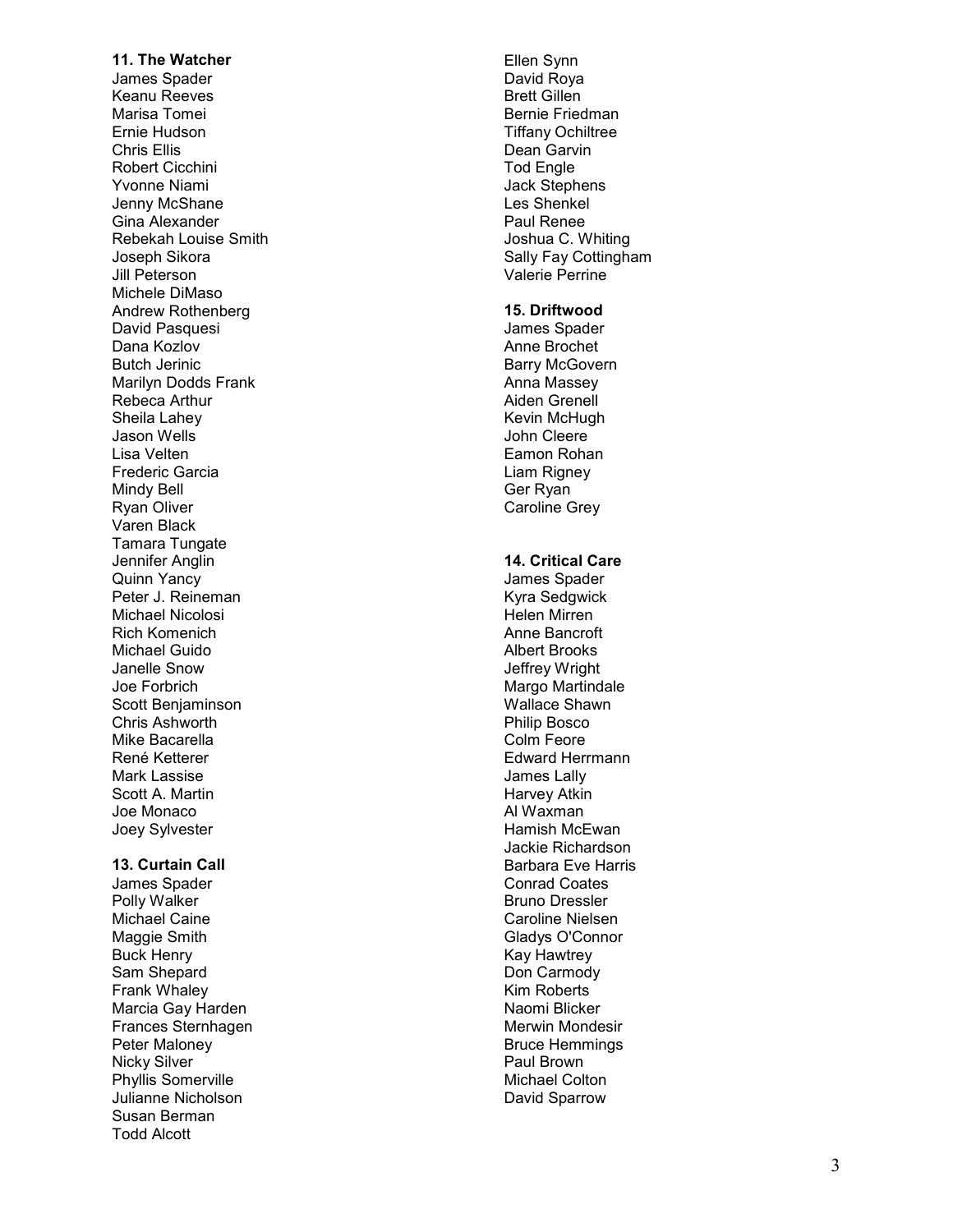**11. The Watcher**
James Spader
Keanu Reeves
Marisa Tomei
Ernie Hudson
Chris Ellis
Robert Cicchini
Yvonne Niami
Jenny McShane
Gina Alexander
Rebekah Louise Smith
Joseph Sikora
Jill Peterson
Michele DiMaso
Andrew Rothenberg
David Pasquesi
Dana Kozlov
Butch Jerinic
Marilyn Dodds Frank
Rebeca Arthur
Sheila Lahey
Jason Wells
Lisa Velten
Frederic Garcia
Mindy Bell
Ryan Oliver
Varen Black
Tamara Tungate
Jennifer Anglin
Quinn Yancy
Peter J. Reineman
Michael Nicolosi
Rich Komenich
Michael Guido
Janelle Snow
Joe Forbrich
Scott Benjaminson
Chris Ashworth
Mike Bacarella
René Ketterer
Mark Lassise
Scott A. Martin
Joe Monaco
Joey Sylvester

**13. Curtain Call**
James Spader
Polly Walker
Michael Caine
Maggie Smith
Buck Henry
Sam Shepard
Frank Whaley
Marcia Gay Harden
Frances Sternhagen
Peter Maloney
Nicky Silver
Phyllis Somerville
Julianne Nicholson
Susan Berman
Todd Alcott
Ellen Synn
David Roya
Brett Gillen
Bernie Friedman
Tiffany Ochiltree
Dean Garvin
Tod Engle
Jack Stephens
Les Shenkel
Paul Renee
Joshua C. Whiting
Sally Fay Cottingham
Valerie Perrine

**15. Driftwood**
James Spader
Anne Brochet
Barry McGovern
Anna Massey
Aiden Grenell
Kevin McHugh
John Cleere
Eamon Rohan
Liam Rigney
Ger Ryan
Caroline Grey

**14. Critical Care**
James Spader
Kyra Sedgwick
Helen Mirren
Anne Bancroft
Albert Brooks
Jeffrey Wright
Margo Martindale
Wallace Shawn
Philip Bosco
Colm Feore
Edward Herrmann
James Lally
Harvey Atkin
Al Waxman
Hamish McEwan
Jackie Richardson
Barbara Eve Harris
Conrad Coates
Bruno Dressler
Caroline Nielsen
Gladys O'Connor
Kay Hawtrey
Don Carmody
Kim Roberts
Naomi Blicker
Merwin Mondesir
Bruce Hemmings
Paul Brown
Michael Colton
David Sparrow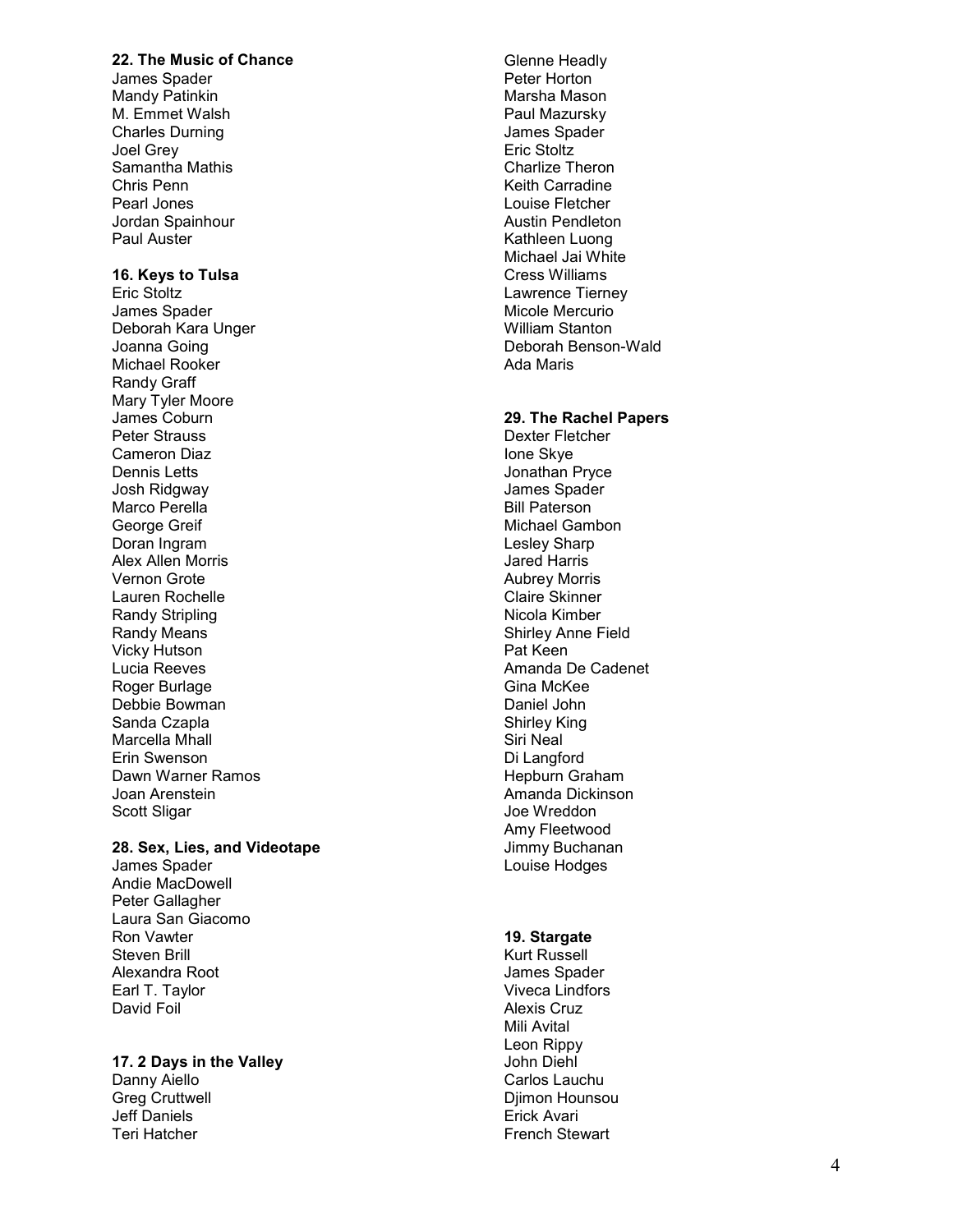**22. The Music of Chance**

James Spader
Mandy Patinkin
M. Emmet Walsh
Charles Durning
Joel Grey
Samantha Mathis
Chris Penn
Pearl Jones
Jordan Spainhour
Paul Auster

**16. Keys to Tulsa**

Eric Stoltz
James Spader
Deborah Kara Unger
Joanna Going
Michael Rooker
Randy Graff
Mary Tyler Moore
James Coburn
Peter Strauss
Cameron Diaz
Dennis Letts
Josh Ridgway
Marco Perella
George Greif
Doran Ingram
Alex Allen Morris
Vernon Grote
Lauren Rochelle
Randy Stripling
Randy Means
Vicky Hutson
Lucia Reeves
Roger Burlage
Debbie Bowman
Sanda Czapla
Marcella Mhall
Erin Swenson
Dawn Warner Ramos
Joan Arenstein
Scott Sligar

**28. Sex, Lies, and Videotape**

James Spader
Andie MacDowell
Peter Gallagher
Laura San Giacomo
Ron Vawter
Steven Brill
Alexandra Root
Earl T. Taylor
David Foil

**17. 2 Days in the Valley**

Danny Aiello
Greg Cruttwell
Jeff Daniels
Teri Hatcher
Glenne Headly
Peter Horton
Marsha Mason
Paul Mazursky
James Spader
Eric Stoltz
Charlize Theron
Keith Carradine
Louise Fletcher
Austin Pendleton
Kathleen Luong
Michael Jai White
Cress Williams
Lawrence Tierney
Micole Mercurio
William Stanton
Deborah Benson-Wald
Ada Maris

**29. The Rachel Papers**

Dexter Fletcher
Ione Skye
Jonathan Pryce
James Spader
Bill Paterson
Michael Gambon
Lesley Sharp
Jared Harris
Aubrey Morris
Claire Skinner
Nicola Kimber
Shirley Anne Field
Pat Keen
Amanda De Cadenet
Gina McKee
Daniel John
Shirley King
Siri Neal
Di Langford
Hepburn Graham
Amanda Dickinson
Joe Wreddon
Amy Fleetwood
Jimmy Buchanan
Louise Hodges

**19. Stargate**

Kurt Russell
James Spader
Viveca Lindfors
Alexis Cruz
Mili Avital
Leon Rippy
John Diehl
Carlos Lauchu
Djimon Hounsou
Erick Avari
French Stewart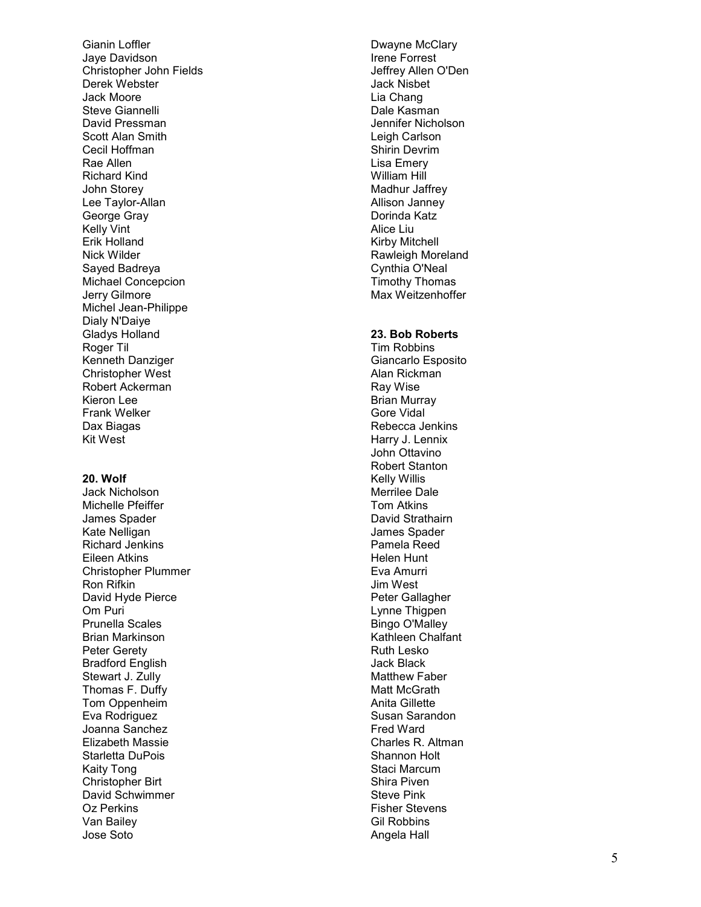Gianin Loffler
Jaye Davidson
Christopher John Fields
Derek Webster
Jack Moore
Steve Giannelli
David Pressman
Scott Alan Smith
Cecil Hoffman
Rae Allen
Richard Kind
John Storey
Lee Taylor-Allan
George Gray
Kelly Vint
Erik Holland
Nick Wilder
Sayed Badreya
Michael Concepcion
Jerry Gilmore
Michel Jean-Philippe
Dialy N'Daiye
Gladys Holland
Roger Til
Kenneth Danziger
Christopher West
Robert Ackerman
Kieron Lee
Frank Welker
Dax Biagas
Kit West

**20. Wolf**
Jack Nicholson
Michelle Pfeiffer
James Spader
Kate Nelligan
Richard Jenkins
Eileen Atkins
Christopher Plummer
Ron Rifkin
David Hyde Pierce
Om Puri
Prunella Scales
Brian Markinson
Peter Gerety
Bradford English
Stewart J. Zully
Thomas F. Duffy
Tom Oppenheim
Eva Rodriguez
Joanna Sanchez
Elizabeth Massie
Starletta DuPois
Kaity Tong
Christopher Birt
David Schwimmer
Oz Perkins
Van Bailey
Jose Soto

Dwayne McClary
Irene Forrest
Jeffrey Allen O'Den
Jack Nisbet
Lia Chang
Dale Kasman
Jennifer Nicholson
Leigh Carlson
Shirin Devrim
Lisa Emery
William Hill
Madhur Jaffrey
Allison Janney
Dorinda Katz
Alice Liu
Kirby Mitchell
Rawleigh Moreland
Cynthia O'Neal
Timothy Thomas
Max Weitzenhoffer

**23. Bob Roberts**
Tim Robbins
Giancarlo Esposito
Alan Rickman
Ray Wise
Brian Murray
Gore Vidal
Rebecca Jenkins
Harry J. Lennix
John Ottavino
Robert Stanton
Kelly Willis
Merrilee Dale
Tom Atkins
David Strathairn
James Spader
Pamela Reed
Helen Hunt
Eva Amurri
Jim West
Peter Gallagher
Lynne Thigpen
Bingo O'Malley
Kathleen Chalfant
Ruth Lesko
Jack Black
Matthew Faber
Matt McGrath
Anita Gillette
Susan Sarandon
Fred Ward
Charles R. Altman
Shannon Holt
Staci Marcum
Shira Piven
Steve Pink
Fisher Stevens
Gil Robbins
Angela Hall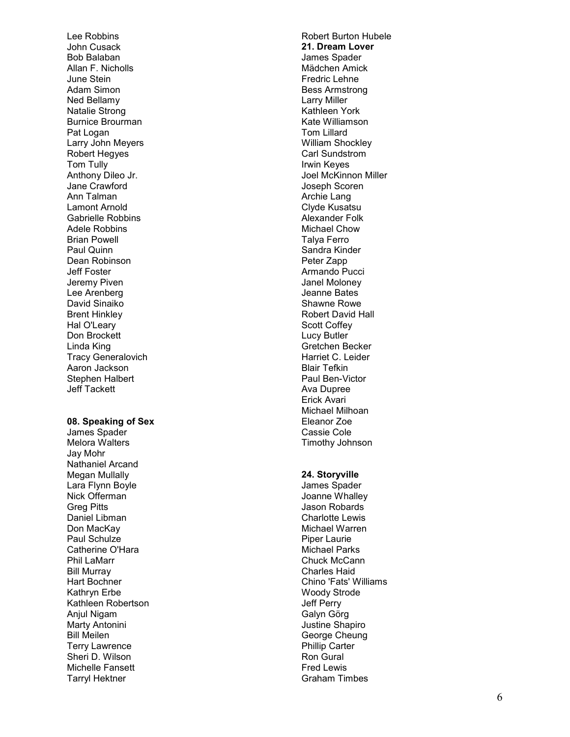Lee Robbins
John Cusack
Bob Balaban
Allan F. Nicholls
June Stein
Adam Simon
Ned Bellamy
Natalie Strong
Burnice Brourman
Pat Logan
Larry John Meyers
Robert Hegyes
Tom Tully
Anthony Dileo Jr.
Jane Crawford
Ann Talman
Lamont Arnold
Gabrielle Robbins
Adele Robbins
Brian Powell
Paul Quinn
Dean Robinson
Jeff Foster
Jeremy Piven
Lee Arenberg
David Sinaiko
Brent Hinkley
Hal O'Leary
Don Brockett
Linda King
Tracy Generalovich
Aaron Jackson
Stephen Halbert
Jeff Tackett

**08. Speaking of Sex**

James Spader
Melora Walters
Jay Mohr
Nathaniel Arcand
Megan Mullally
Lara Flynn Boyle
Nick Offerman
Greg Pitts
Daniel Libman
Don MacKay
Paul Schulze
Catherine O'Hara
Phil LaMarr
Bill Murray
Hart Bochner
Kathryn Erbe
Kathleen Robertson
Anjul Nigam
Marty Antonini
Bill Meilen
Terry Lawrence
Sheri D. Wilson
Michelle Fansett
Tarryl Hektner

Robert Burton Hubele

**21. Dream Lover**

James Spader
Mädchen Amick
Fredric Lehne
Bess Armstrong
Larry Miller
Kathleen York
Kate Williamson
Tom Lillard
William Shockley
Carl Sundstrom
Irwin Keyes
Joel McKinnon Miller
Joseph Scoren
Archie Lang
Clyde Kusatsu
Alexander Folk
Michael Chow
Talya Ferro
Sandra Kinder
Peter Zapp
Armando Pucci
Janel Moloney
Jeanne Bates
Shawne Rowe
Robert David Hall
Scott Coffey
Lucy Butler
Gretchen Becker
Harriet C. Leider
Blair Tefkin
Paul Ben-Victor
Ava Dupree
Erick Avari
Michael Milhoan
Eleanor Zoe
Cassie Cole
Timothy Johnson

**24. Storyville**

James Spader
Joanne Whalley
Jason Robards
Charlotte Lewis
Michael Warren
Piper Laurie
Michael Parks
Chuck McCann
Charles Haid
Chino 'Fats' Williams
Woody Strode
Jeff Perry
Galyn Görg
Justine Shapiro
George Cheung
Phillip Carter
Ron Gural
Fred Lewis
Graham Timbes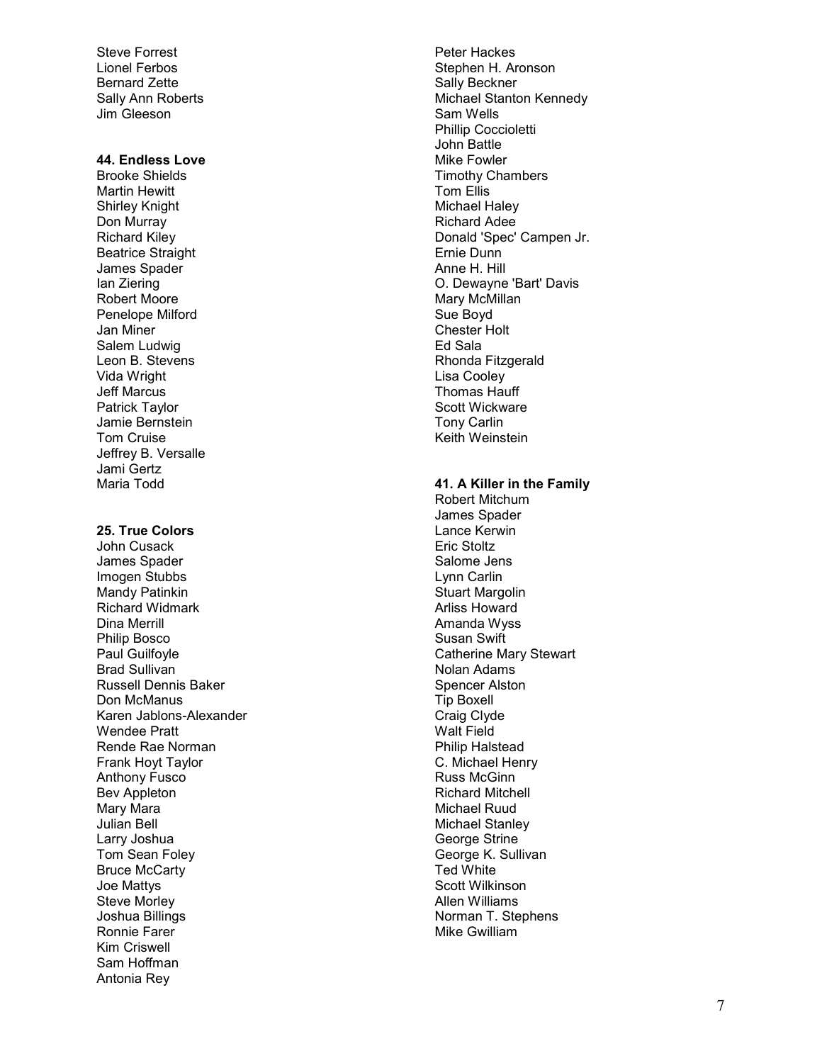Steve Forrest
Lionel Ferbos
Bernard Zette
Sally Ann Roberts
Jim Gleeson

**44. Endless Love**

Brooke Shields
Martin Hewitt
Shirley Knight
Don Murray
Richard Kiley
Beatrice Straight
James Spader
Ian Ziering
Robert Moore
Penelope Milford
Jan Miner
Salem Ludwig
Leon B. Stevens
Vida Wright
Jeff Marcus
Patrick Taylor
Jamie Bernstein
Tom Cruise
Jeffrey B. Versalle
Jami Gertz
Maria Todd

**25. True Colors**

John Cusack
James Spader
Imogen Stubbs
Mandy Patinkin
Richard Widmark
Dina Merrill
Philip Bosco
Paul Guilfoyle
Brad Sullivan
Russell Dennis Baker
Don McManus
Karen Jablons-Alexander
Wendee Pratt
Rende Rae Norman
Frank Hoyt Taylor
Anthony Fusco
Bev Appleton
Mary Mara
Julian Bell
Larry Joshua
Tom Sean Foley
Bruce McCarty
Joe Mattys
Steve Morley
Joshua Billings
Ronnie Farer
Kim Criswell
Sam Hoffman
Antonia Rey

Peter Hackes
Stephen H. Aronson
Sally Beckner
Michael Stanton Kennedy
Sam Wells
Phillip Coccioletti
John Battle
Mike Fowler
Timothy Chambers
Tom Ellis
Michael Haley
Richard Adee
Donald 'Spec' Campen Jr.
Ernie Dunn
Anne H. Hill
O. Dewayne 'Bart' Davis
Mary McMillan
Sue Boyd
Chester Holt
Ed Sala
Rhonda Fitzgerald
Lisa Cooley
Thomas Hauff
Scott Wickware
Tony Carlin
Keith Weinstein

**41. A Killer in the Family**

Robert Mitchum
James Spader
Lance Kerwin
Eric Stoltz
Salome Jens
Lynn Carlin
Stuart Margolin
Arliss Howard
Amanda Wyss
Susan Swift
Catherine Mary Stewart
Nolan Adams
Spencer Alston
Tip Boxell
Craig Clyde
Walt Field
Philip Halstead
C. Michael Henry
Russ McGinn
Richard Mitchell
Michael Ruud
Michael Stanley
George Strine
George K. Sullivan
Ted White
Scott Wilkinson
Allen Williams
Norman T. Stephens
Mike Gwilliam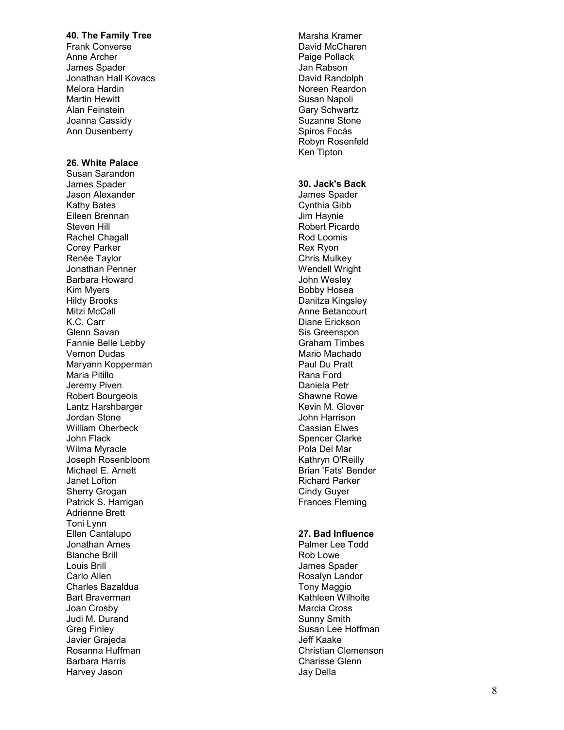**40. The Family Tree**

Frank Converse
Anne Archer
James Spader
Jonathan Hall Kovacs
Melora Hardin
Martin Hewitt
Alan Feinstein
Joanna Cassidy
Ann Dusenberry

**26. White Palace**

Susan Sarandon
James Spader
Jason Alexander
Kathy Bates
Eileen Brennan
Steven Hill
Rachel Chagall
Corey Parker
Renée Taylor
Jonathan Penner
Barbara Howard
Kim Myers
Hildy Brooks
Mitzi McCall
K.C. Carr
Glenn Savan
Fannie Belle Lebby
Vernon Dudas
Maryann Kopperman
Maria Pitillo
Jeremy Piven
Robert Bourgeois
Lantz Harshbarger
Jordan Stone
William Oberbeck
John Flack
Wilma Myracle
Joseph Rosenbloom
Michael E. Arnett
Janet Lofton
Sherry Grogan
Patrick S. Harrigan
Adrienne Brett
Toni Lynn
Ellen Cantalupo
Jonathan Ames
Blanche Brill
Louis Brill
Carlo Allen
Charles Bazaldua
Bart Braverman
Joan Crosby
Judi M. Durand
Greg Finley
Javier Grajeda
Rosanna Huffman
Barbara Harris
Harvey Jason
Marsha Kramer
David McCharen
Paige Pollack
Jan Rabson
David Randolph
Noreen Reardon
Susan Napoli
Gary Schwartz
Suzanne Stone
Spiros Focás
Robyn Rosenfeld
Ken Tipton

**30. Jack's Back**

James Spader
Cynthia Gibb
Jim Haynie
Robert Picardo
Rod Loomis
Rex Ryon
Chris Mulkey
Wendell Wright
John Wesley
Bobby Hosea
Danitza Kingsley
Anne Betancourt
Diane Erickson
Sis Greenspon
Graham Timbes
Mario Machado
Paul Du Pratt
Rana Ford
Daniela Petr
Shawne Rowe
Kevin M. Glover
John Harrison
Cassian Elwes
Spencer Clarke
Pola Del Mar
Kathryn O'Reilly
Brian 'Fats' Bender
Richard Parker
Cindy Guyer
Frances Fleming

**27. Bad Influence**

Palmer Lee Todd
Rob Lowe
James Spader
Rosalyn Landor
Tony Maggio
Kathleen Wilhoite
Marcia Cross
Sunny Smith
Susan Lee Hoffman
Jeff Kaake
Christian Clemenson
Charisse Glenn
Jay Della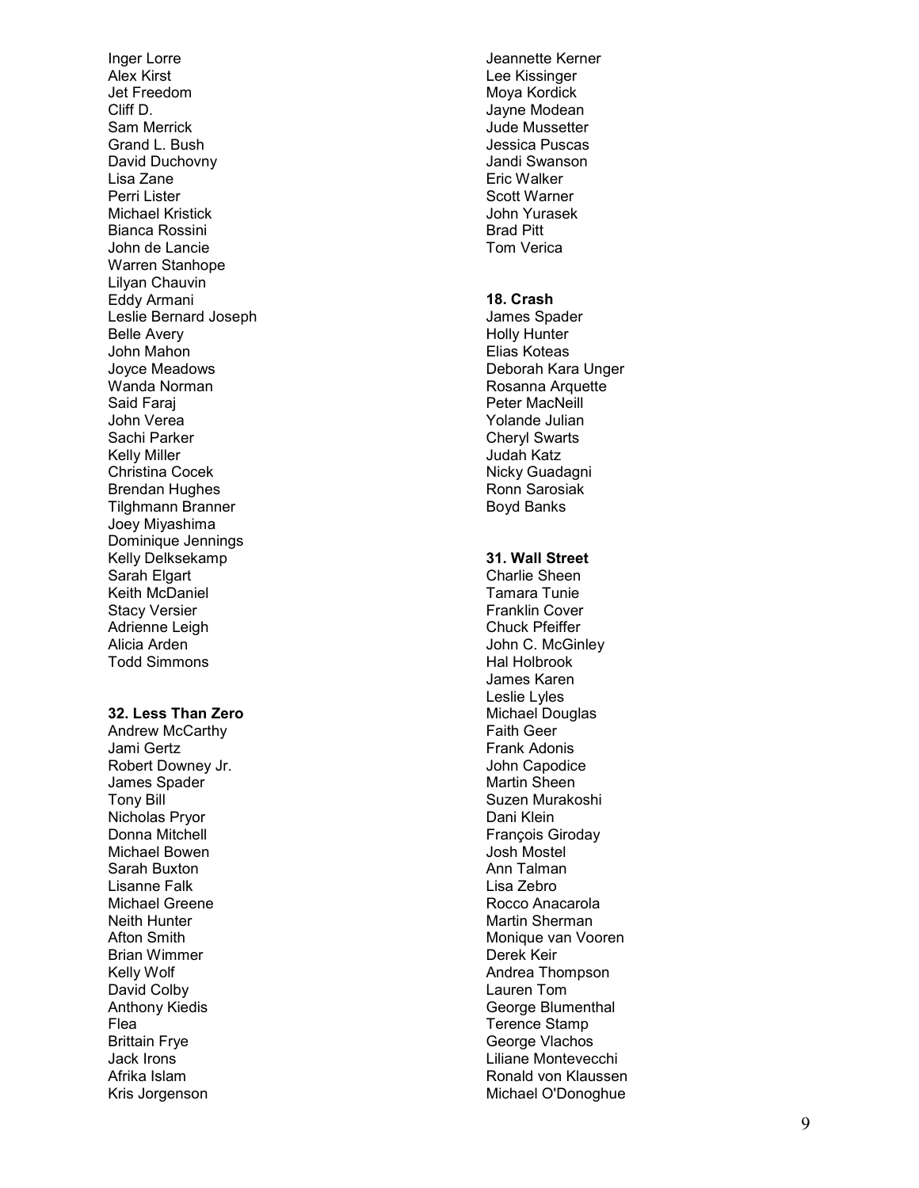Inger Lorre
Alex Kirst
Jet Freedom
Cliff D.
Sam Merrick
Grand L. Bush
David Duchovny
Lisa Zane
Perri Lister
Michael Kristick
Bianca Rossini
John de Lancie
Warren Stanhope
Lilyan Chauvin
Eddy Armani
Leslie Bernard Joseph
Belle Avery
John Mahon
Joyce Meadows
Wanda Norman
Said Faraj
John Verea
Sachi Parker
Kelly Miller
Christina Cocek
Brendan Hughes
Tilghmann Branner
Joey Miyashima
Dominique Jennings
Kelly Delksekamp
Sarah Elgart
Keith McDaniel
Stacy Versier
Adrienne Leigh
Alicia Arden
Todd Simmons

**32. Less Than Zero**
Andrew McCarthy
Jami Gertz
Robert Downey Jr.
James Spader
Tony Bill
Nicholas Pryor
Donna Mitchell
Michael Bowen
Sarah Buxton
Lisanne Falk
Michael Greene
Neith Hunter
Afton Smith
Brian Wimmer
Kelly Wolf
David Colby
Anthony Kiedis
Flea
Brittain Frye
Jack Irons
Afrika Islam
Kris Jorgenson

Jeannette Kerner
Lee Kissinger
Moya Kordick
Jayne Modean
Jude Mussetter
Jessica Puscas
Jandi Swanson
Eric Walker
Scott Warner
John Yurasek
Brad Pitt
Tom Verica

**18. Crash**
James Spader
Holly Hunter
Elias Koteas
Deborah Kara Unger
Rosanna Arquette
Peter MacNeill
Yolande Julian
Cheryl Swarts
Judah Katz
Nicky Guadagni
Ronn Sarosiak
Boyd Banks

**31. Wall Street**
Charlie Sheen
Tamara Tunie
Franklin Cover
Chuck Pfeiffer
John C. McGinley
Hal Holbrook
James Karen
Leslie Lyles
Michael Douglas
Faith Geer
Frank Adonis
John Capodice
Martin Sheen
Suzen Murakoshi
Dani Klein
François Giroday
Josh Mostel
Ann Talman
Lisa Zebro
Rocco Anacarola
Martin Sherman
Monique van Vooren
Derek Keir
Andrea Thompson
Lauren Tom
George Blumenthal
Terence Stamp
George Vlachos
Liliane Montevecchi
Ronald von Klaussen
Michael O'Donoghue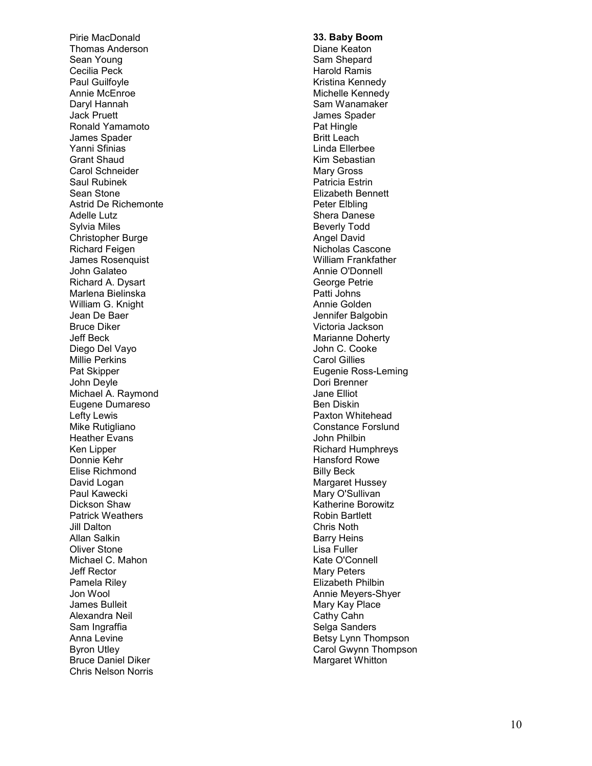Pirie MacDonald
Thomas Anderson
Sean Young
Cecilia Peck
Paul Guilfoyle
Annie McEnroe
Daryl Hannah
Jack Pruett
Ronald Yamamoto
James Spader
Yanni Sfinias
Grant Shaud
Carol Schneider
Saul Rubinek
Sean Stone
Astrid De Richemonte
Adelle Lutz
Sylvia Miles
Christopher Burge
Richard Feigen
James Rosenquist
John Galateo
Richard A. Dysart
Marlena Bielinska
William G. Knight
Jean De Baer
Bruce Diker
Jeff Beck
Diego Del Vayo
Millie Perkins
Pat Skipper
John Deyle
Michael A. Raymond
Eugene Dumareso
Lefty Lewis
Mike Rutigliano
Heather Evans
Ken Lipper
Donnie Kehr
Elise Richmond
David Logan
Paul Kawecki
Dickson Shaw
Patrick Weathers
Jill Dalton
Allan Salkin
Oliver Stone
Michael C. Mahon
Jeff Rector
Pamela Riley
Jon Wool
James Bulleit
Alexandra Neil
Sam Ingraffia
Anna Levine
Byron Utley
Bruce Daniel Diker
Chris Nelson Norris

**33. Baby Boom**
Diane Keaton
Sam Shepard
Harold Ramis
Kristina Kennedy
Michelle Kennedy
Sam Wanamaker
James Spader
Pat Hingle
Britt Leach
Linda Ellerbee
Kim Sebastian
Mary Gross
Patricia Estrin
Elizabeth Bennett
Peter Elbling
Shera Danese
Beverly Todd
Angel David
Nicholas Cascone
William Frankfather
Annie O'Donnell
George Petrie
Patti Johns
Annie Golden
Jennifer Balgobin
Victoria Jackson
Marianne Doherty
John C. Cooke
Carol Gillies
Eugenie Ross-Leming
Dori Brenner
Jane Elliot
Ben Diskin
Paxton Whitehead
Constance Forslund
John Philbin
Richard Humphreys
Hansford Rowe
Billy Beck
Margaret Hussey
Mary O'Sullivan
Katherine Borowitz
Robin Bartlett
Chris Noth
Barry Heins
Lisa Fuller
Kate O'Connell
Mary Peters
Elizabeth Philbin
Annie Meyers-Shyer
Mary Kay Place
Cathy Cahn
Selga Sanders
Betsy Lynn Thompson
Carol Gwynn Thompson
Margaret Whitton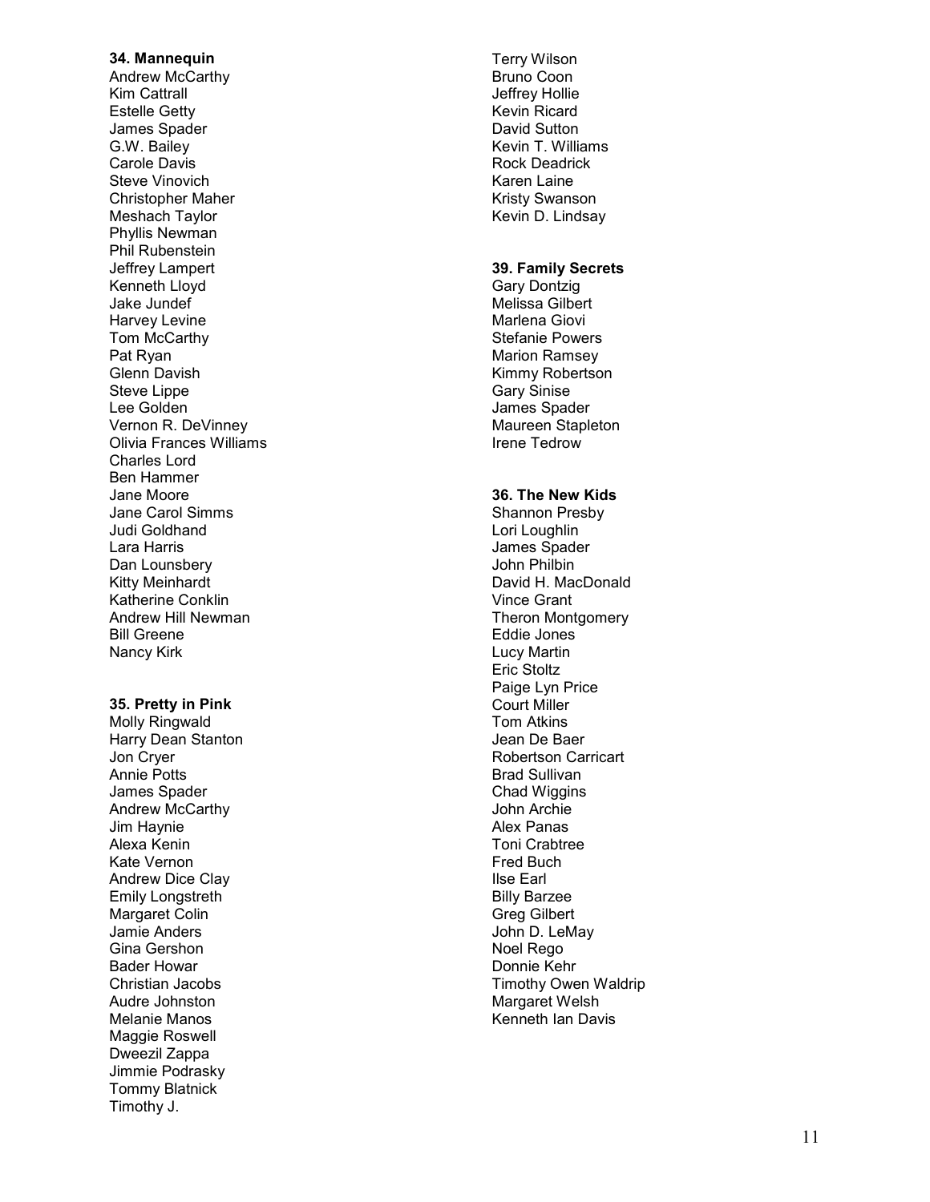**34. Mannequin**
Andrew McCarthy
Kim Cattrall
Estelle Getty
James Spader
G.W. Bailey
Carole Davis
Steve Vinovich
Christopher Maher
Meshach Taylor
Phyllis Newman
Phil Rubenstein
Jeffrey Lampert
Kenneth Lloyd
Jake Jundef
Harvey Levine
Tom McCarthy
Pat Ryan
Glenn Davish
Steve Lippe
Lee Golden
Vernon R. DeVinney
Olivia Frances Williams
Charles Lord
Ben Hammer
Jane Moore
Jane Carol Simms
Judi Goldhand
Lara Harris
Dan Lounsbery
Kitty Meinhardt
Katherine Conklin
Andrew Hill Newman
Bill Greene
Nancy Kirk

**35. Pretty in Pink**
Molly Ringwald
Harry Dean Stanton
Jon Cryer
Annie Potts
James Spader
Andrew McCarthy
Jim Haynie
Alexa Kenin
Kate Vernon
Andrew Dice Clay
Emily Longstreth
Margaret Colin
Jamie Anders
Gina Gershon
Bader Howar
Christian Jacobs
Audre Johnston
Melanie Manos
Maggie Roswell
Dweezil Zappa
Jimmie Podrasky
Tommy Blatnick
Timothy J.
Terry Wilson
Bruno Coon
Jeffrey Hollie
Kevin Ricard
David Sutton
Kevin T. Williams
Rock Deadrick
Karen Laine
Kristy Swanson
Kevin D. Lindsay

**39. Family Secrets**
Gary Dontzig
Melissa Gilbert
Marlena Giovi
Stefanie Powers
Marion Ramsey
Kimmy Robertson
Gary Sinise
James Spader
Maureen Stapleton
Irene Tedrow

**36. The New Kids**
Shannon Presby
Lori Loughlin
James Spader
John Philbin
David H. MacDonald
Vince Grant
Theron Montgomery
Eddie Jones
Lucy Martin
Eric Stoltz
Paige Lyn Price
Court Miller
Tom Atkins
Jean De Baer
Robertson Carricart
Brad Sullivan
Chad Wiggins
John Archie
Alex Panas
Toni Crabtree
Fred Buch
Ilse Earl
Billy Barzee
Greg Gilbert
John D. LeMay
Noel Rego
Donnie Kehr
Timothy Owen Waldrip
Margaret Welsh
Kenneth Ian Davis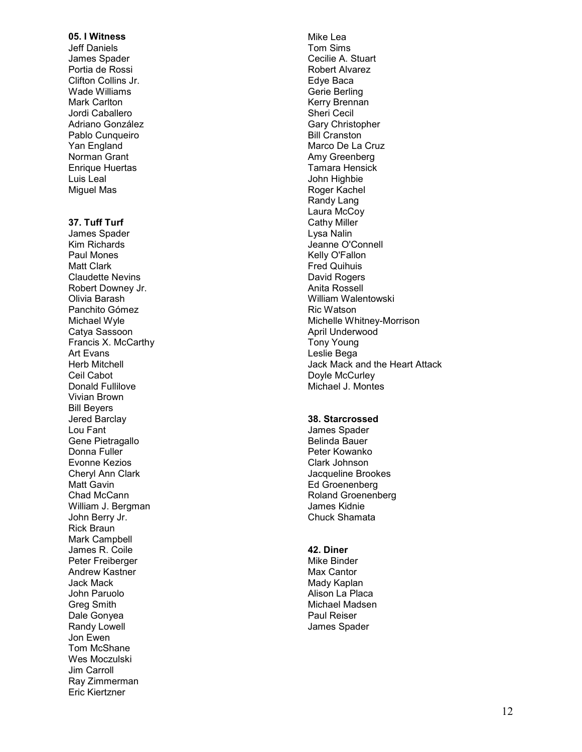**05. I Witness**
Jeff Daniels
James Spader
Portia de Rossi
Clifton Collins Jr.
Wade Williams
Mark Carlton
Jordi Caballero
Adriano González
Pablo Cunqueiro
Yan England
Norman Grant
Enrique Huertas
Luis Leal
Miguel Mas

**37. Tuff Turf**
James Spader
Kim Richards
Paul Mones
Matt Clark
Claudette Nevins
Robert Downey Jr.
Olivia Barash
Panchito Gómez
Michael Wyle
Catya Sassoon
Francis X. McCarthy
Art Evans
Herb Mitchell
Ceil Cabot
Donald Fullilove
Vivian Brown
Bill Beyers
Jered Barclay
Lou Fant
Gene Pietragallo
Donna Fuller
Evonne Kezios
Cheryl Ann Clark
Matt Gavin
Chad McCann
William J. Bergman
John Berry Jr.
Rick Braun
Mark Campbell
James R. Coile
Peter Freiberger
Andrew Kastner
Jack Mack
John Paruolo
Greg Smith
Dale Gonyea
Randy Lowell
Jon Ewen
Tom McShane
Wes Moczulski
Jim Carroll
Ray Zimmerman
Eric Kiertzner
Mike Lea
Tom Sims
Cecilie A. Stuart
Robert Alvarez
Edye Baca
Gerie Berling
Kerry Brennan
Sheri Cecil
Gary Christopher
Bill Cranston
Marco De La Cruz
Amy Greenberg
Tamara Hensick
John Highbie
Roger Kachel
Randy Lang
Laura McCoy
Cathy Miller
Lysa Nalin
Jeanne O'Connell
Kelly O'Fallon
Fred Quihuis
David Rogers
Anita Rossell
William Walentowski
Ric Watson
Michelle Whitney-Morrison
April Underwood
Tony Young
Leslie Bega
Jack Mack and the Heart Attack
Doyle McCurley
Michael J. Montes

**38. Starcrossed**
James Spader
Belinda Bauer
Peter Kowanko
Clark Johnson
Jacqueline Brookes
Ed Groenenberg
Roland Groenenberg
James Kidnie
Chuck Shamata

**42. Diner**
Mike Binder
Max Cantor
Mady Kaplan
Alison La Placa
Michael Madsen
Paul Reiser
James Spader